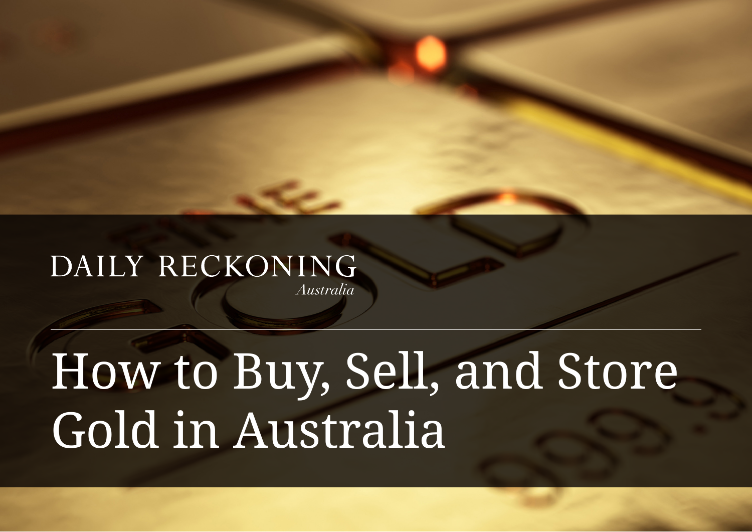DAILY RECKONING

*Australia*

# How to Buy, Sell, and Store Gold in Australia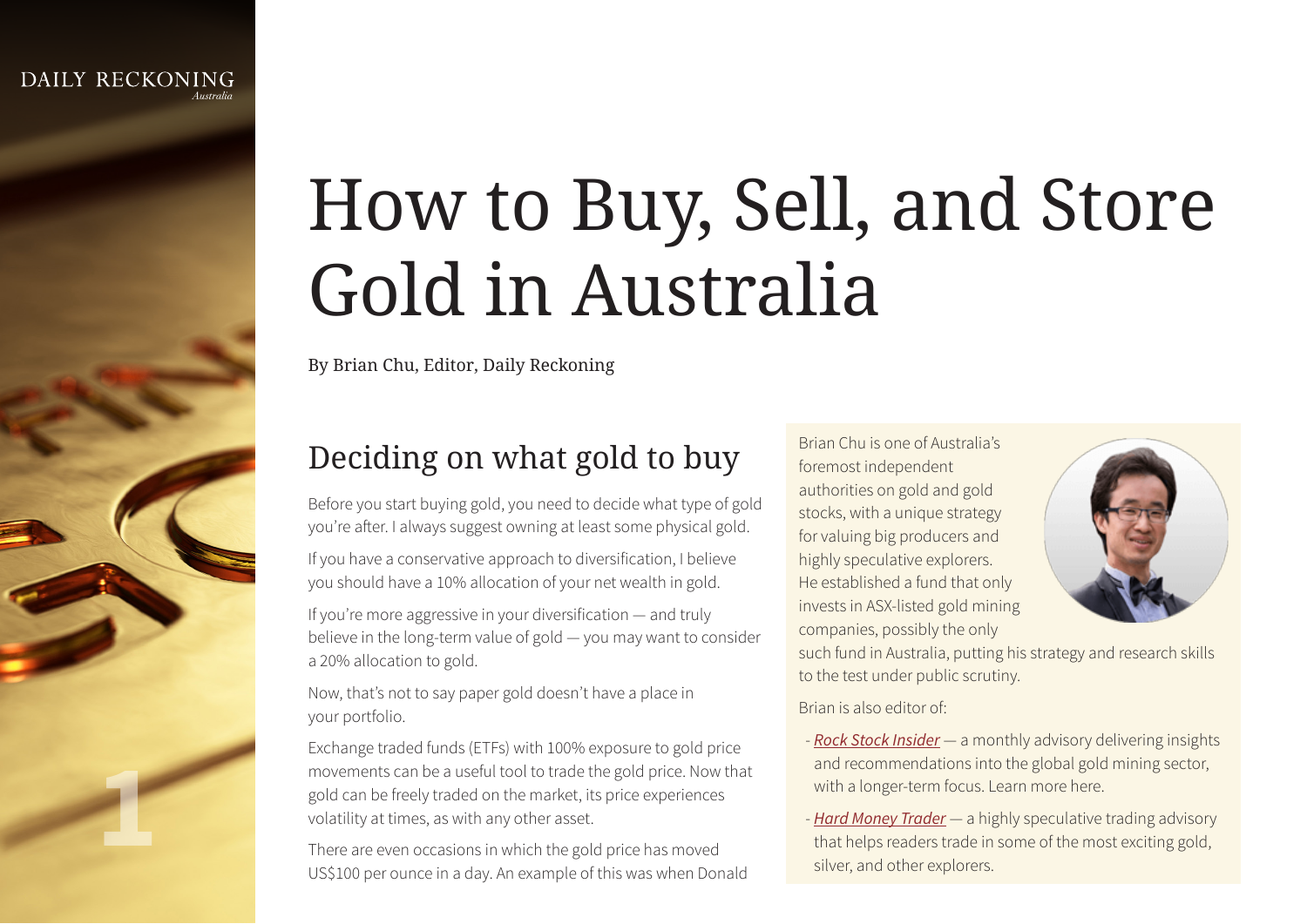# How to Buy, Sell, and Store Gold in Australia

By Brian Chu, Editor, Daily Reckoning

## Deciding on what gold to buy

Before you start buying gold, you need to decide what type of gold you're after. I always suggest owning at least some physical gold.

If you have a conservative approach to diversification, I believe you should have a 10% allocation of your net wealth in gold.

If you're more aggressive in your diversification — and truly believe in the long-term value of gold — you may want to consider a 20% allocation to gold.

Now, that's not to say paper gold doesn't have a place in your portfolio.

Exchange traded funds (ETFs) with 100% exposure to gold price movements can be a useful tool to trade the gold price. Now that gold can be freely traded on the market, its price experiences volatility at times, as with any other asset.

There are even occasions in which the gold price has moved US$100 per ounce in a day. An example of this was when Donald

Brian Chu is one of Australia's foremost independent authorities on gold and gold stocks, with a unique strategy for valuing big producers and highly speculative explorers. He established a fund that only invests in ASX-listed gold mining companies, possibly the only such fund in Australia, putting his strategy and research skills to the test under public scrutiny.

Brian is also editor of:

- *Rock Stock Insider* — a monthly advisory delivering insights and recommendations into the global gold mining sector, with a longer-term focus. Learn more here.
- *Hard Money Trader* — a highly speculative trading advisory that helps readers trade in some of the most exciting gold, silver, and other explorers.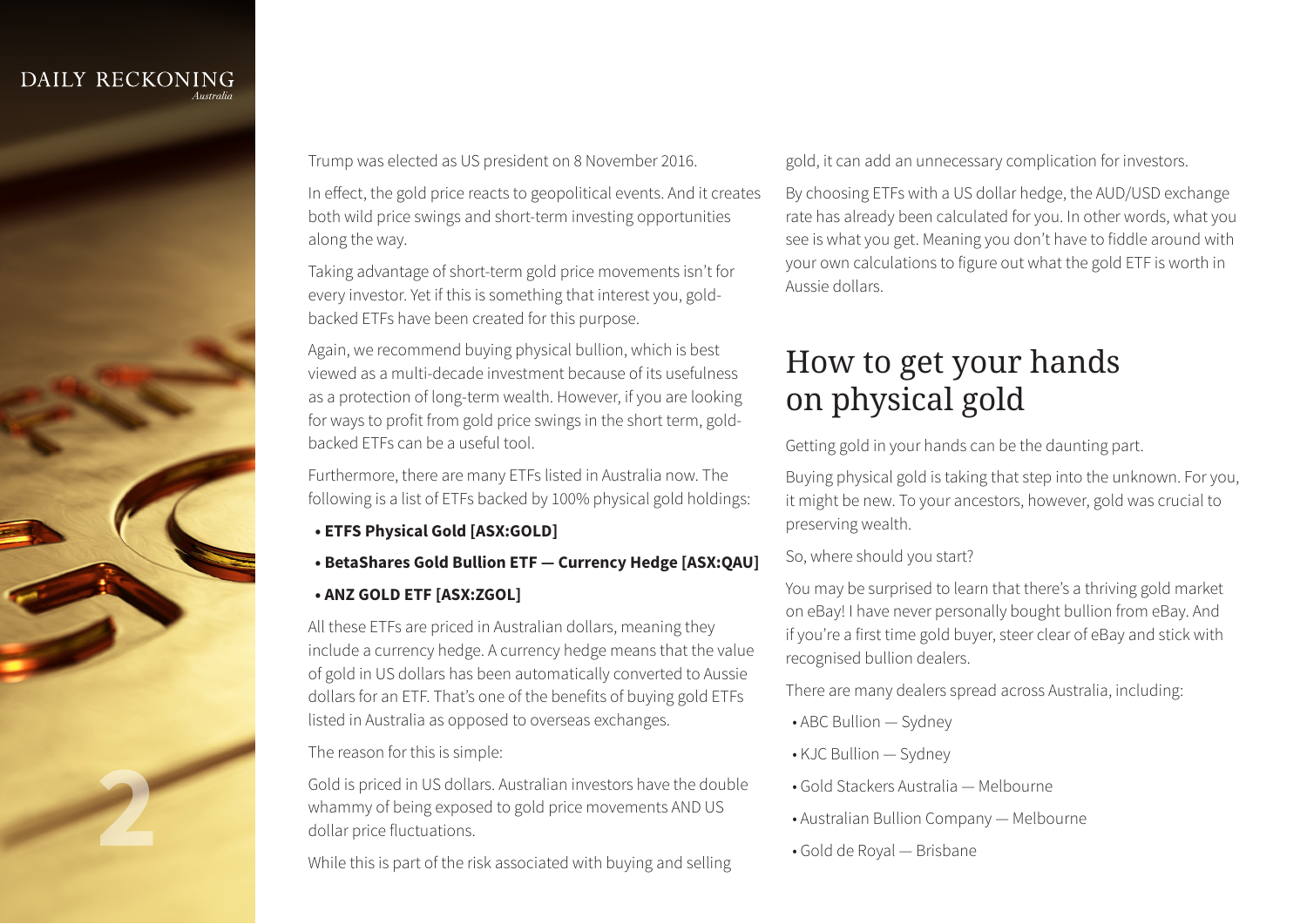Trump was elected as US president on 8 November 2016.

In effect, the gold price reacts to geopolitical events. And it creates both wild price swings and short-term investing opportunities along the way.

Taking advantage of short-term gold price movements isn't for every investor. Yet if this is something that interest you, gold-backed ETFs have been created for this purpose.

Again, we recommend buying physical bullion, which is best viewed as a multi-decade investment because of its usefulness as a protection of long-term wealth. However, if you are looking for ways to profit from gold price swings in the short term, gold-backed ETFs can be a useful tool.

Furthermore, there are many ETFs listed in Australia now. The following is a list of ETFs backed by 100% physical gold holdings:

- **ETFS Physical Gold [ASX:GOLD]**
- **BetaShares Gold Bullion ETF — Currency Hedge [ASX:QAU]**
- **ANZ GOLD ETF [ASX:ZGOL]**

All these ETFs are priced in Australian dollars, meaning they include a currency hedge. A currency hedge means that the value of gold in US dollars has been automatically converted to Aussie dollars for an ETF. That's one of the benefits of buying gold ETFs listed in Australia as opposed to overseas exchanges.

The reason for this is simple:

Gold is priced in US dollars. Australian investors have the double whammy of being exposed to gold price movements AND US dollar price fluctuations.

While this is part of the risk associated with buying and selling gold, it can add an unnecessary complication for investors.

By choosing ETFs with a US dollar hedge, the AUD/USD exchange rate has already been calculated for you. In other words, what you see is what you get. Meaning you don't have to fiddle around with your own calculations to figure out what the gold ETF is worth in Aussie dollars.

## How to get your hands on physical gold

Getting gold in your hands can be the daunting part.

Buying physical gold is taking that step into the unknown. For you, it might be new. To your ancestors, however, gold was crucial to preserving wealth.

So, where should you start?

You may be surprised to learn that there's a thriving gold market on eBay! I have never personally bought bullion from eBay. And if you're a first time gold buyer, steer clear of eBay and stick with recognised bullion dealers.

There are many dealers spread across Australia, including:

- ABC Bullion — Sydney
- KJC Bullion — Sydney
- Gold Stackers Australia — Melbourne
- Australian Bullion Company — Melbourne
- Gold de Royal — Brisbane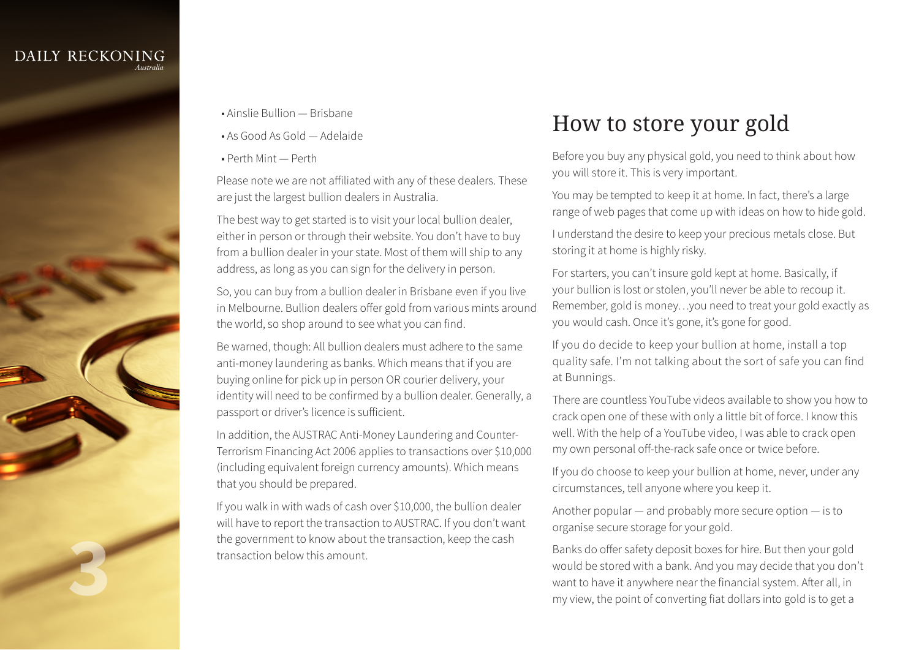- Ainslie Bullion — Brisbane
- As Good As Gold — Adelaide
- Perth Mint — Perth

Please note we are not affiliated with any of these dealers. These are just the largest bullion dealers in Australia.

The best way to get started is to visit your local bullion dealer, either in person or through their website. You don't have to buy from a bullion dealer in your state. Most of them will ship to any address, as long as you can sign for the delivery in person.

So, you can buy from a bullion dealer in Brisbane even if you live in Melbourne. Bullion dealers offer gold from various mints around the world, so shop around to see what you can find.

Be warned, though: All bullion dealers must adhere to the same anti-money laundering as banks. Which means that if you are buying online for pick up in person OR courier delivery, your identity will need to be confirmed by a bullion dealer. Generally, a passport or driver's licence is sufficient.

In addition, the AUSTRAC Anti-Money Laundering and Counter-Terrorism Financing Act 2006 applies to transactions over $10,000 (including equivalent foreign currency amounts). Which means that you should be prepared.

If you walk in with wads of cash over $10,000, the bullion dealer will have to report the transaction to AUSTRAC. If you don't want the government to know about the transaction, keep the cash transaction below this amount.

## How to store your gold

Before you buy any physical gold, you need to think about how you will store it. This is very important.

You may be tempted to keep it at home. In fact, there's a large range of web pages that come up with ideas on how to hide gold.

I understand the desire to keep your precious metals close. But storing it at home is highly risky.

For starters, you can't insure gold kept at home. Basically, if your bullion is lost or stolen, you'll never be able to recoup it. Remember, gold is money…you need to treat your gold exactly as you would cash. Once it's gone, it's gone for good.

If you do decide to keep your bullion at home, install a top quality safe. I'm not talking about the sort of safe you can find at Bunnings.

There are countless YouTube videos available to show you how to crack open one of these with only a little bit of force. I know this well. With the help of a YouTube video, I was able to crack open my own personal off-the-rack safe once or twice before.

If you do choose to keep your bullion at home, never, under any circumstances, tell anyone where you keep it.

Another popular — and probably more secure option — is to organise secure storage for your gold.

Banks do offer safety deposit boxes for hire. But then your gold would be stored with a bank. And you may decide that you don't want to have it anywhere near the financial system. After all, in my view, the point of converting fiat dollars into gold is to get a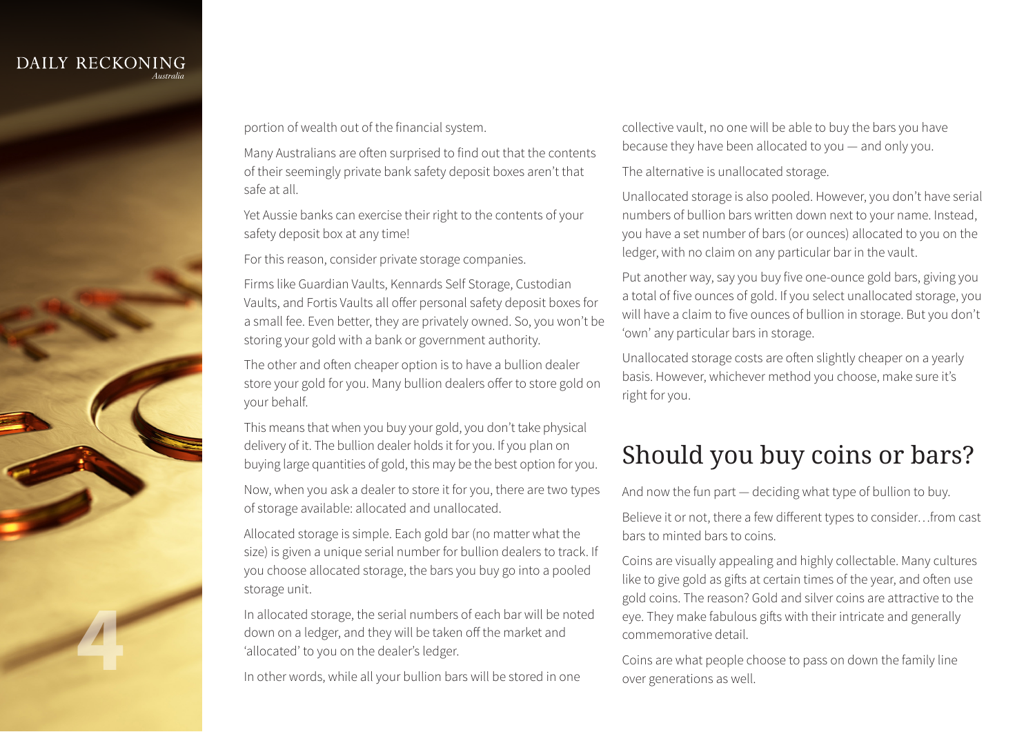portion of wealth out of the financial system.

Many Australians are often surprised to find out that the contents of their seemingly private bank safety deposit boxes aren't that safe at all.

Yet Aussie banks can exercise their right to the contents of your safety deposit box at any time!

For this reason, consider private storage companies.

Firms like Guardian Vaults, Kennards Self Storage, Custodian Vaults, and Fortis Vaults all offer personal safety deposit boxes for a small fee. Even better, they are privately owned. So, you won't be storing your gold with a bank or government authority.

The other and often cheaper option is to have a bullion dealer store your gold for you. Many bullion dealers offer to store gold on your behalf.

This means that when you buy your gold, you don't take physical delivery of it. The bullion dealer holds it for you. If you plan on buying large quantities of gold, this may be the best option for you.

Now, when you ask a dealer to store it for you, there are two types of storage available: allocated and unallocated.

Allocated storage is simple. Each gold bar (no matter what the size) is given a unique serial number for bullion dealers to track. If you choose allocated storage, the bars you buy go into a pooled storage unit.

In allocated storage, the serial numbers of each bar will be noted down on a ledger, and they will be taken off the market and 'allocated' to you on the dealer's ledger.

In other words, while all your bullion bars will be stored in one collective vault, no one will be able to buy the bars you have because they have been allocated to you — and only you.

The alternative is unallocated storage.

Unallocated storage is also pooled. However, you don't have serial numbers of bullion bars written down next to your name. Instead, you have a set number of bars (or ounces) allocated to you on the ledger, with no claim on any particular bar in the vault.

Put another way, say you buy five one-ounce gold bars, giving you a total of five ounces of gold. If you select unallocated storage, you will have a claim to five ounces of bullion in storage. But you don't 'own' any particular bars in storage.

Unallocated storage costs are often slightly cheaper on a yearly basis. However, whichever method you choose, make sure it's right for you.

## Should you buy coins or bars?

And now the fun part — deciding what type of bullion to buy.

Believe it or not, there a few different types to consider…from cast bars to minted bars to coins.

Coins are visually appealing and highly collectable. Many cultures like to give gold as gifts at certain times of the year, and often use gold coins. The reason? Gold and silver coins are attractive to the eye. They make fabulous gifts with their intricate and generally commemorative detail.

Coins are what people choose to pass on down the family line over generations as well.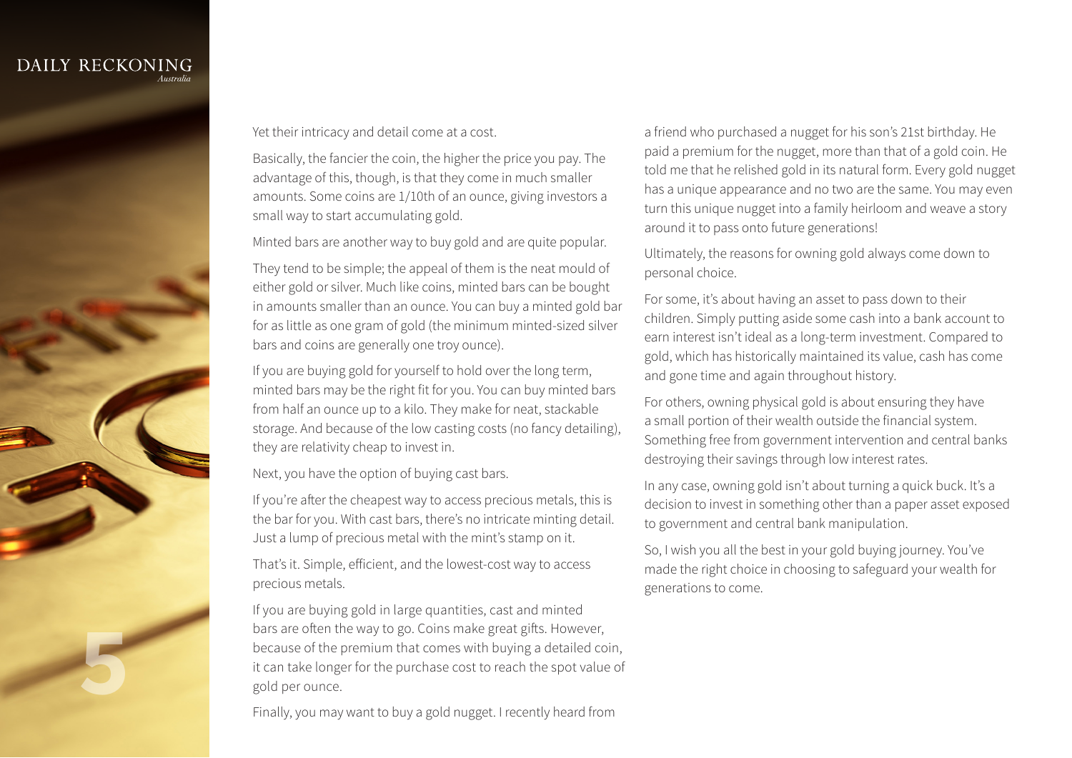Yet their intricacy and detail come at a cost.

Basically, the fancier the coin, the higher the price you pay. The advantage of this, though, is that they come in much smaller amounts. Some coins are 1/10th of an ounce, giving investors a small way to start accumulating gold.

Minted bars are another way to buy gold and are quite popular.

They tend to be simple; the appeal of them is the neat mould of either gold or silver. Much like coins, minted bars can be bought in amounts smaller than an ounce. You can buy a minted gold bar for as little as one gram of gold (the minimum minted-sized silver bars and coins are generally one troy ounce).

If you are buying gold for yourself to hold over the long term, minted bars may be the right fit for you. You can buy minted bars from half an ounce up to a kilo. They make for neat, stackable storage. And because of the low casting costs (no fancy detailing), they are relativity cheap to invest in.

Next, you have the option of buying cast bars.

If you're after the cheapest way to access precious metals, this is the bar for you. With cast bars, there's no intricate minting detail. Just a lump of precious metal with the mint's stamp on it.

That's it. Simple, efficient, and the lowest-cost way to access precious metals.

If you are buying gold in large quantities, cast and minted bars are often the way to go. Coins make great gifts. However, because of the premium that comes with buying a detailed coin, it can take longer for the purchase cost to reach the spot value of gold per ounce.

Finally, you may want to buy a gold nugget. I recently heard from a friend who purchased a nugget for his son's 21st birthday. He paid a premium for the nugget, more than that of a gold coin. He told me that he relished gold in its natural form. Every gold nugget has a unique appearance and no two are the same. You may even turn this unique nugget into a family heirloom and weave a story around it to pass onto future generations!

Ultimately, the reasons for owning gold always come down to personal choice.

For some, it's about having an asset to pass down to their children. Simply putting aside some cash into a bank account to earn interest isn't ideal as a long-term investment. Compared to gold, which has historically maintained its value, cash has come and gone time and again throughout history.

For others, owning physical gold is about ensuring they have a small portion of their wealth outside the financial system. Something free from government intervention and central banks destroying their savings through low interest rates.

In any case, owning gold isn't about turning a quick buck. It's a decision to invest in something other than a paper asset exposed to government and central bank manipulation.

So, I wish you all the best in your gold buying journey. You've made the right choice in choosing to safeguard your wealth for generations to come.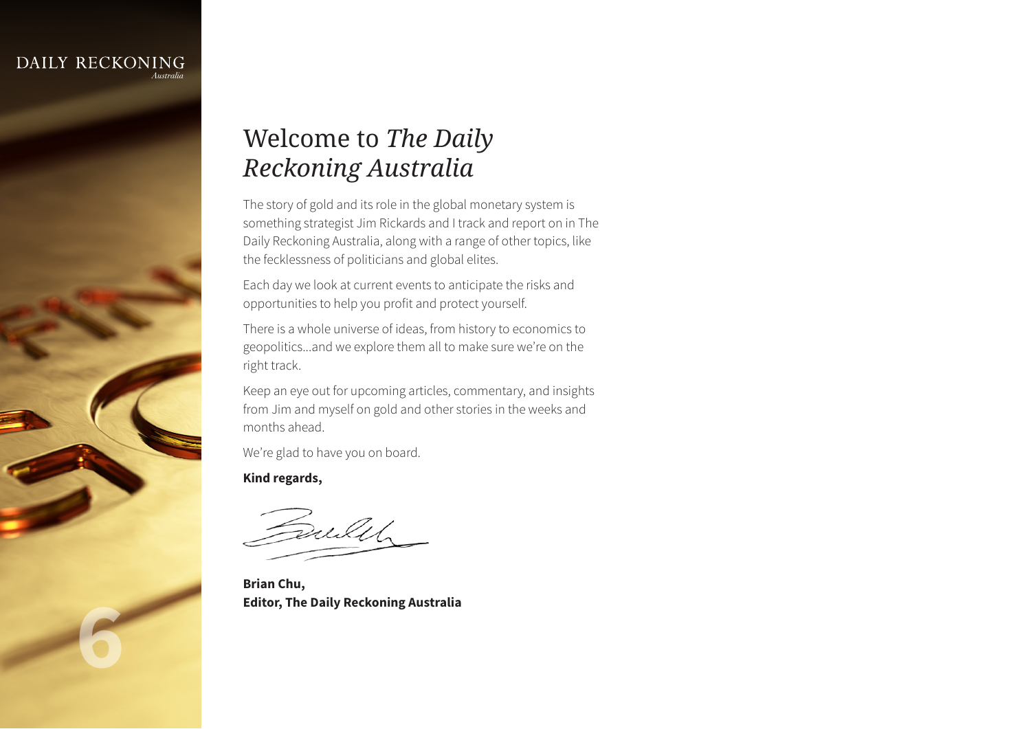# Welcome to *The Daily Reckoning Australia*

The story of gold and its role in the global monetary system is something strategist Jim Rickards and I track and report on in The Daily Reckoning Australia, along with a range of other topics, like the fecklessness of politicians and global elites.

Each day we look at current events to anticipate the risks and opportunities to help you profit and protect yourself.

There is a whole universe of ideas, from history to economics to geopolitics...and we explore them all to make sure we're on the right track.

Keep an eye out for upcoming articles, commentary, and insights from Jim and myself on gold and other stories in the weeks and months ahead.

We're glad to have you on board.

**Kind regards,**

**Brian Chu,**
**Editor, The Daily Reckoning Australia**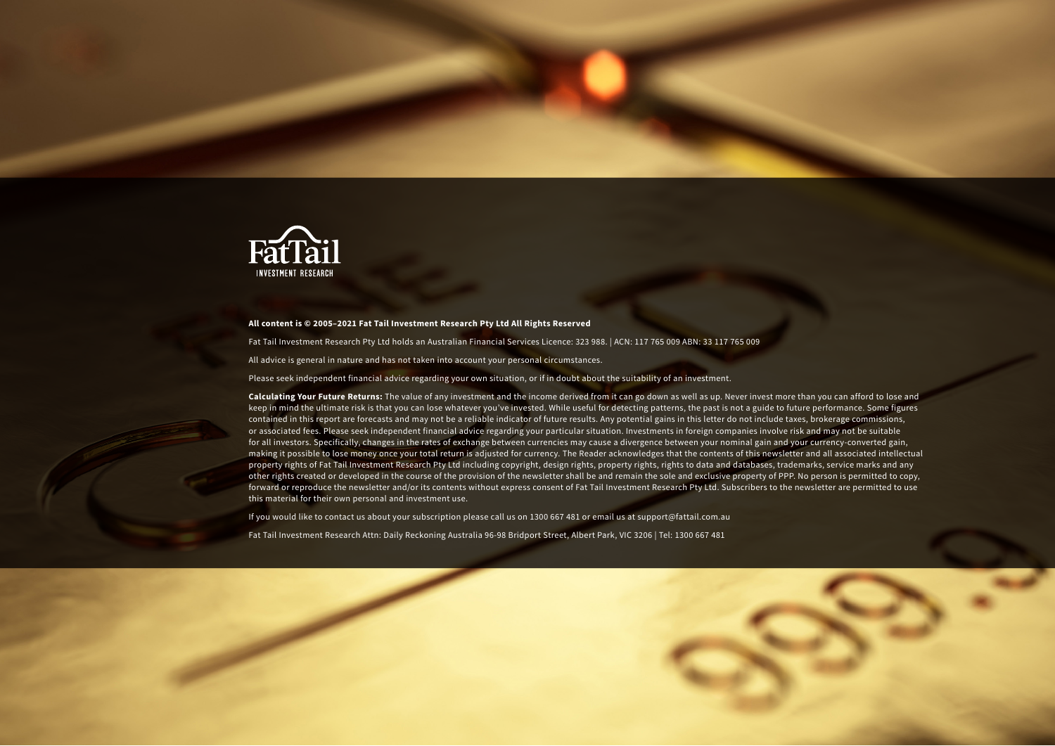FatTail
INVESTMENT RESEARCH

**All content is © 2005–2021 Fat Tail Investment Research Pty Ltd All Rights Reserved**

Fat Tail Investment Research Pty Ltd holds an Australian Financial Services Licence: 323 988. | ACN: 117 765 009 ABN: 33 117 765 009

All advice is general in nature and has not taken into account your personal circumstances.

Please seek independent financial advice regarding your own situation, or if in doubt about the suitability of an investment.

**Calculating Your Future Returns:** The value of any investment and the income derived from it can go down as well as up. Never invest more than you can afford to lose and keep in mind the ultimate risk is that you can lose whatever you've invested. While useful for detecting patterns, the past is not a guide to future performance. Some figures contained in this report are forecasts and may not be a reliable indicator of future results. Any potential gains in this letter do not include taxes, brokerage commissions, or associated fees. Please seek independent financial advice regarding your particular situation. Investments in foreign companies involve risk and may not be suitable for all investors. Specifically, changes in the rates of exchange between currencies may cause a divergence between your nominal gain and your currency-converted gain, making it possible to lose money once your total return is adjusted for currency. The Reader acknowledges that the contents of this newsletter and all associated intellectual property rights of Fat Tail Investment Research Pty Ltd including copyright, design rights, property rights, rights to data and databases, trademarks, service marks and any other rights created or developed in the course of the provision of the newsletter shall be and remain the sole and exclusive property of PPP. No person is permitted to copy, forward or reproduce the newsletter and/or its contents without express consent of Fat Tail Investment Research Pty Ltd. Subscribers to the newsletter are permitted to use this material for their own personal and investment use.

If you would like to contact us about your subscription please call us on 1300 667 481 or email us at support@fattail.com.au

Fat Tail Investment Research Attn: Daily Reckoning Australia 96-98 Bridport Street, Albert Park, VIC 3206 | Tel: 1300 667 481